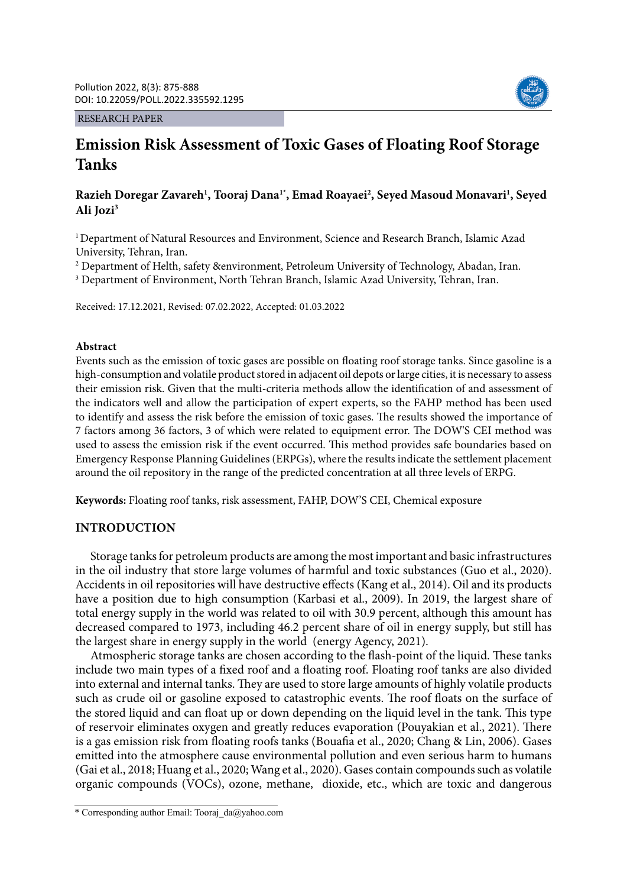RESEARCH PAPER

# Emission Risk Assessment of Toxic Gases of Floating Roof Storage Tanks

**Razieh Doregar Zavareh[1], Tooraj Dana[1*], Emad Roayaei[2], Seyed Masoud Monavari[1], Seyed Ali Jozi[3]**

[1] Department of Natural Resources and Environment, Science and Research Branch, Islamic Azad University, Tehran, Iran.

[2] Department of Helth, safety &environment, Petroleum University of Technology, Abadan, Iran.

[3] Department of Environment, North Tehran Branch, Islamic Azad University, Tehran, Iran.

Received: 17.12.2021, Revised: 07.02.2022, Accepted: 01.03.2022

## Abstract

Events such as the emission of toxic gases are possible on floating roof storage tanks. Since gasoline is a high-consumption and volatile product stored in adjacent oil depots or large cities, it is necessary to assess their emission risk. Given that the multi-criteria methods allow the identification of and assessment of the indicators well and allow the participation of expert experts, so the FAHP method has been used to identify and assess the risk before the emission of toxic gases. The results showed the importance of 7 factors among 36 factors, 3 of which were related to equipment error. The DOW'S CEI method was used to assess the emission risk if the event occurred. This method provides safe boundaries based on Emergency Response Planning Guidelines (ERPGs), where the results indicate the settlement placement around the oil repository in the range of the predicted concentration at all three levels of ERPG.

**Keywords:** Floating roof tanks, risk assessment, FAHP, DOW'S CEI, Chemical exposure

## INTRODUCTION

Storage tanks for petroleum products are among the most important and basic infrastructures in the oil industry that store large volumes of harmful and toxic substances (Guo et al., 2020). Accidents in oil repositories will have destructive effects (Kang et al., 2014). Oil and its products have a position due to high consumption (Karbasi et al., 2009). In 2019, the largest share of total energy supply in the world was related to oil with 30.9 percent, although this amount has decreased compared to 1973, including 46.2 percent share of oil in energy supply, but still has the largest share in energy supply in the world (energy Agency, 2021).

Atmospheric storage tanks are chosen according to the flash-point of the liquid. These tanks include two main types of a fixed roof and a floating roof. Floating roof tanks are also divided into external and internal tanks. They are used to store large amounts of highly volatile products such as crude oil or gasoline exposed to catastrophic events. The roof floats on the surface of the stored liquid and can float up or down depending on the liquid level in the tank. This type of reservoir eliminates oxygen and greatly reduces evaporation (Pouyakian et al., 2021). There is a gas emission risk from floating roofs tanks (Bouafia et al., 2020; Chang & Lin, 2006). Gases emitted into the atmosphere cause environmental pollution and even serious harm to humans (Gai et al., 2018; Huang et al., 2020; Wang et al., 2020). Gases contain compounds such as volatile organic compounds (VOCs), ozone, methane, dioxide, etc., which are toxic and dangerous

* Corresponding author Email: Tooraj_da@yahoo.com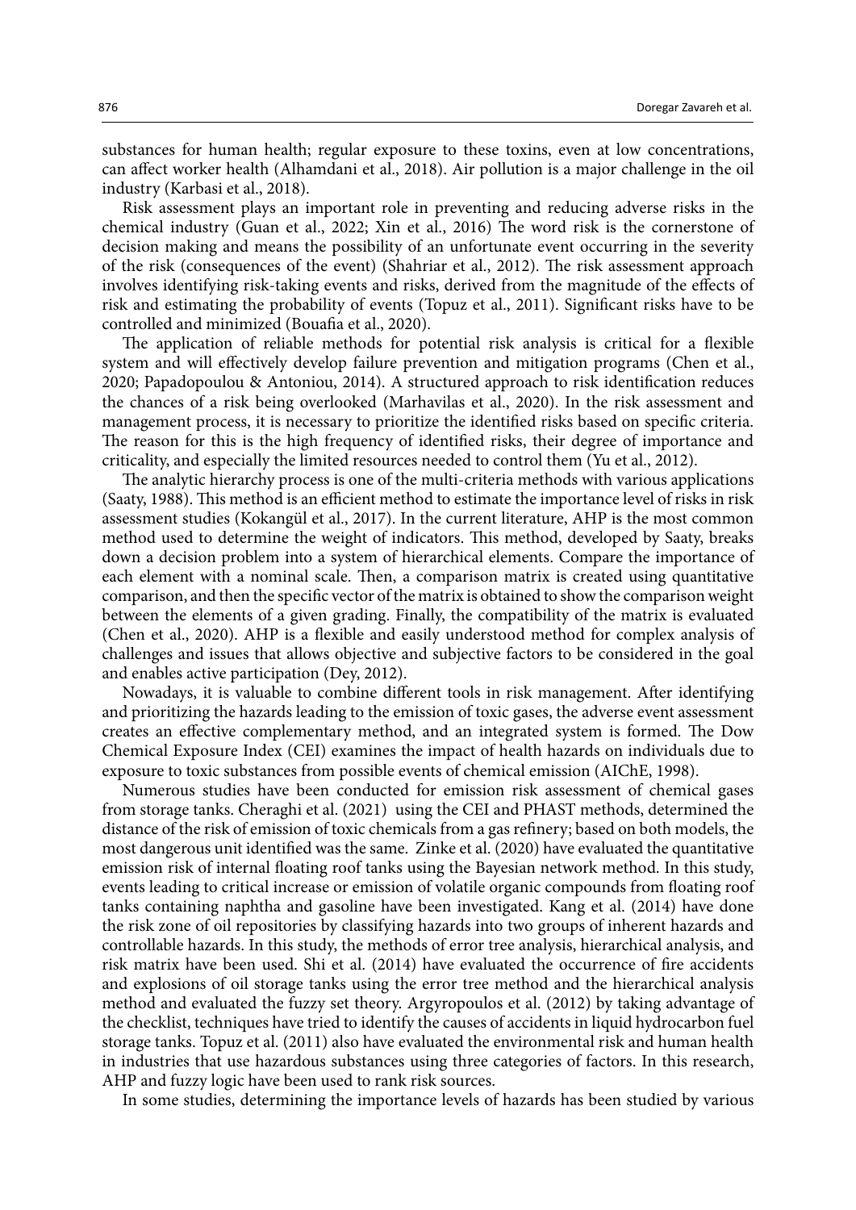substances for human health; regular exposure to these toxins, even at low concentrations, can affect worker health (Alhamdani et al., 2018). Air pollution is a major challenge in the oil industry (Karbasi et al., 2018).

Risk assessment plays an important role in preventing and reducing adverse risks in the chemical industry (Guan et al., 2022; Xin et al., 2016) The word risk is the cornerstone of decision making and means the possibility of an unfortunate event occurring in the severity of the risk (consequences of the event) (Shahriar et al., 2012). The risk assessment approach involves identifying risk-taking events and risks, derived from the magnitude of the effects of risk and estimating the probability of events (Topuz et al., 2011). Significant risks have to be controlled and minimized (Bouafia et al., 2020).

The application of reliable methods for potential risk analysis is critical for a flexible system and will effectively develop failure prevention and mitigation programs (Chen et al., 2020; Papadopoulou & Antoniou, 2014). A structured approach to risk identification reduces the chances of a risk being overlooked (Marhavilas et al., 2020). In the risk assessment and management process, it is necessary to prioritize the identified risks based on specific criteria. The reason for this is the high frequency of identified risks, their degree of importance and criticality, and especially the limited resources needed to control them (Yu et al., 2012).

The analytic hierarchy process is one of the multi-criteria methods with various applications (Saaty, 1988). This method is an efficient method to estimate the importance level of risks in risk assessment studies (Kokangül et al., 2017). In the current literature, AHP is the most common method used to determine the weight of indicators. This method, developed by Saaty, breaks down a decision problem into a system of hierarchical elements. Compare the importance of each element with a nominal scale. Then, a comparison matrix is created using quantitative comparison, and then the specific vector of the matrix is obtained to show the comparison weight between the elements of a given grading. Finally, the compatibility of the matrix is evaluated (Chen et al., 2020). AHP is a flexible and easily understood method for complex analysis of challenges and issues that allows objective and subjective factors to be considered in the goal and enables active participation (Dey, 2012).

Nowadays, it is valuable to combine different tools in risk management. After identifying and prioritizing the hazards leading to the emission of toxic gases, the adverse event assessment creates an effective complementary method, and an integrated system is formed. The Dow Chemical Exposure Index (CEI) examines the impact of health hazards on individuals due to exposure to toxic substances from possible events of chemical emission (AIChE, 1998).

Numerous studies have been conducted for emission risk assessment of chemical gases from storage tanks. Cheraghi et al. (2021) using the CEI and PHAST methods, determined the distance of the risk of emission of toxic chemicals from a gas refinery; based on both models, the most dangerous unit identified was the same. Zinke et al. (2020) have evaluated the quantitative emission risk of internal floating roof tanks using the Bayesian network method. In this study, events leading to critical increase or emission of volatile organic compounds from floating roof tanks containing naphtha and gasoline have been investigated. Kang et al. (2014) have done the risk zone of oil repositories by classifying hazards into two groups of inherent hazards and controllable hazards. In this study, the methods of error tree analysis, hierarchical analysis, and risk matrix have been used. Shi et al. (2014) have evaluated the occurrence of fire accidents and explosions of oil storage tanks using the error tree method and the hierarchical analysis method and evaluated the fuzzy set theory. Argyropoulos et al. (2012) by taking advantage of the checklist, techniques have tried to identify the causes of accidents in liquid hydrocarbon fuel storage tanks. Topuz et al. (2011) also have evaluated the environmental risk and human health in industries that use hazardous substances using three categories of factors. In this research, AHP and fuzzy logic have been used to rank risk sources.

In some studies, determining the importance levels of hazards has been studied by various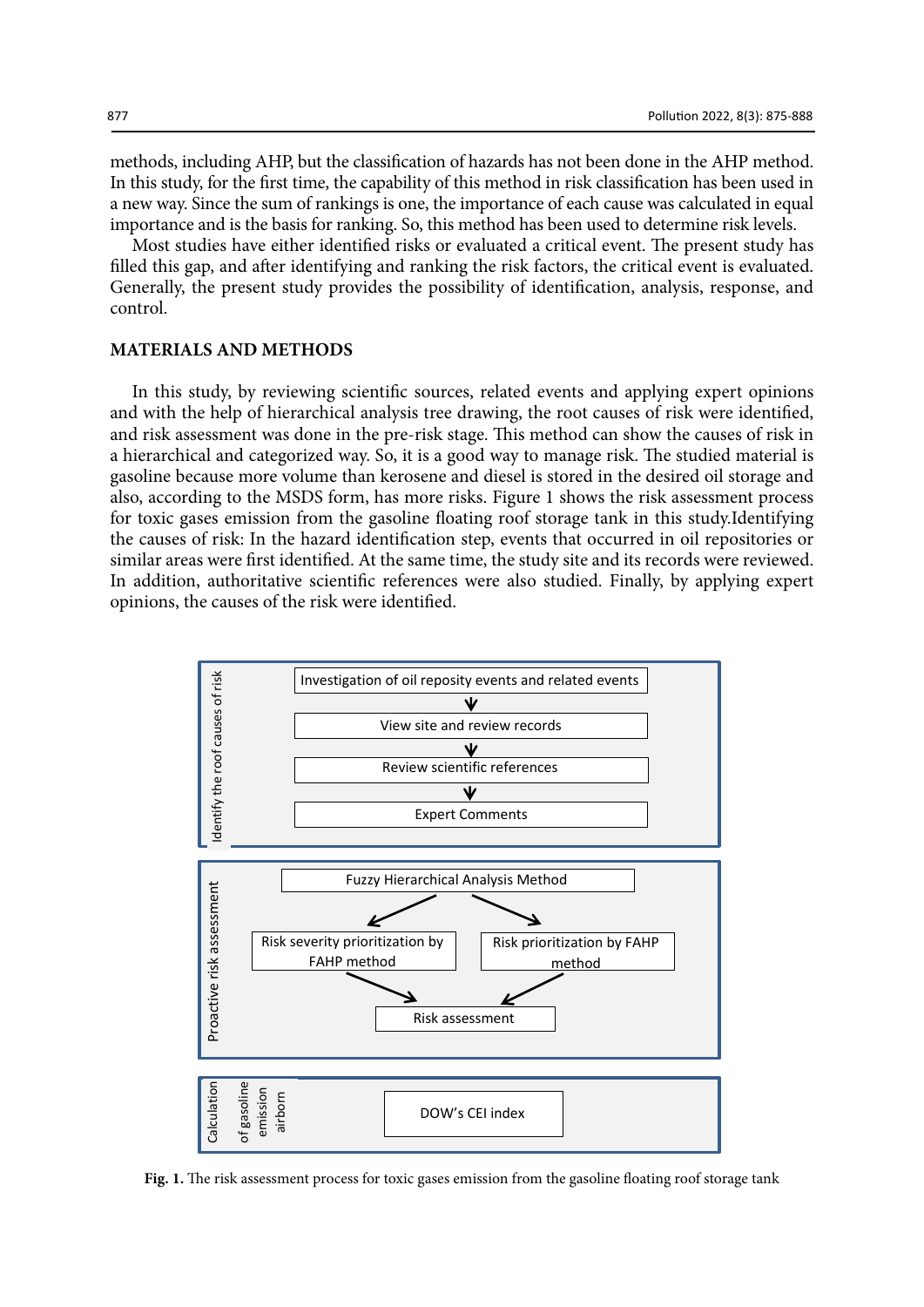methods, including AHP, but the classification of hazards has not been done in the AHP method. In this study, for the first time, the capability of this method in risk classification has been used in a new way. Since the sum of rankings is one, the importance of each cause was calculated in equal importance and is the basis for ranking. So, this method has been used to determine risk levels.

Most studies have either identified risks or evaluated a critical event. The present study has filled this gap, and after identifying and ranking the risk factors, the critical event is evaluated. Generally, the present study provides the possibility of identification, analysis, response, and control.

## MATERIALS AND METHODS

In this study, by reviewing scientific sources, related events and applying expert opinions and with the help of hierarchical analysis tree drawing, the root causes of risk were identified, and risk assessment was done in the pre-risk stage. This method can show the causes of risk in a hierarchical and categorized way. So, it is a good way to manage risk. The studied material is gasoline because more volume than kerosene and diesel is stored in the desired oil storage and also, according to the MSDS form, has more risks. Figure 1 shows the risk assessment process for toxic gases emission from the gasoline floating roof storage tank in this study.Identifying the causes of risk: In the hazard identification step, events that occurred in oil repositories or similar areas were first identified. At the same time, the study site and its records were reviewed. In addition, authoritative scientific references were also studied. Finally, by applying expert opinions, the causes of the risk were identified.

Identify the roof causes of risk: Investigation of oil reposity events and related events → View site and review records → Review scientific references → Expert Comments

Proactive risk assessment: Fuzzy Hierarchical Analysis Method → Risk severity prioritization by FAHP method / Risk prioritization by FAHP method → Risk assessment

Calculation of gasoline emission airborn: DOW's CEI index

**Fig. 1.** The risk assessment process for toxic gases emission from the gasoline floating roof storage tank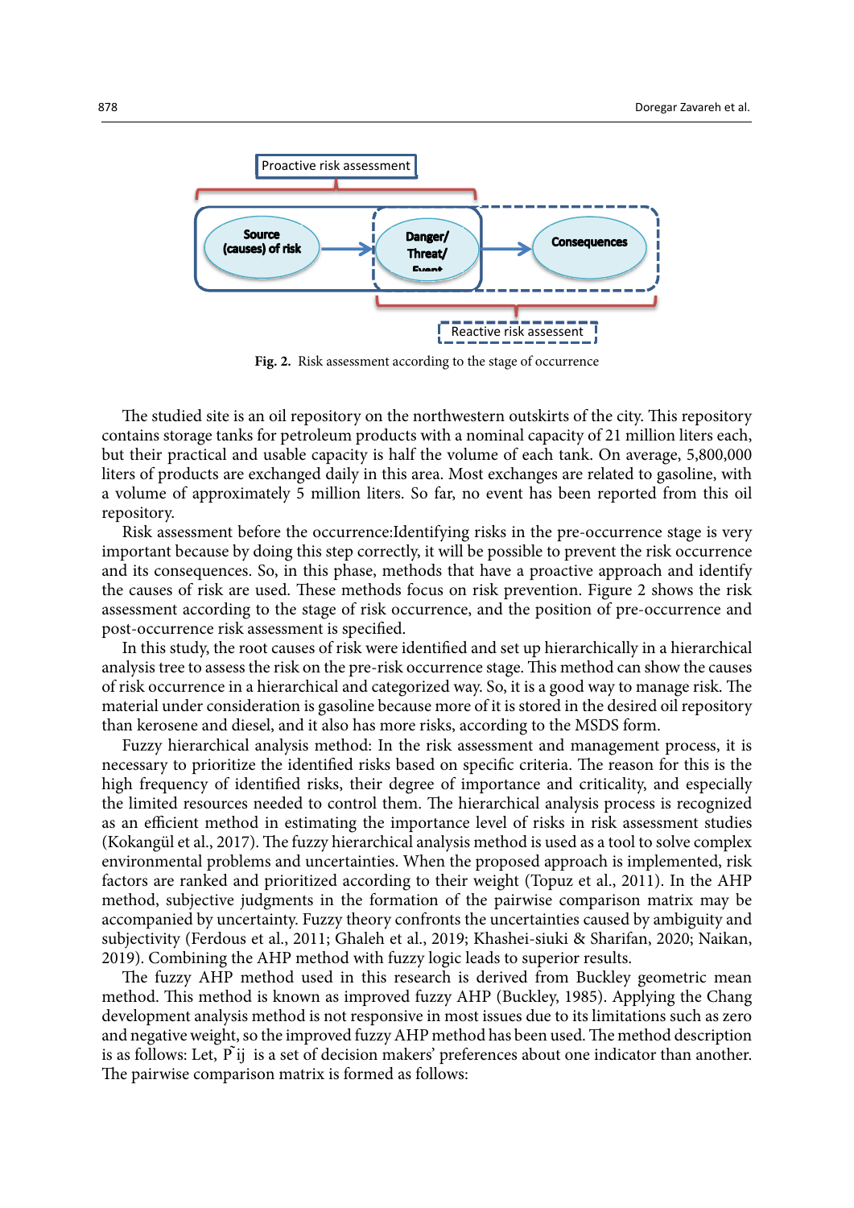Fig. 2. Risk assessment according to the stage of occurrence

The studied site is an oil repository on the northwestern outskirts of the city. This repository contains storage tanks for petroleum products with a nominal capacity of 21 million liters each, but their practical and usable capacity is half the volume of each tank. On average, 5,800,000 liters of products are exchanged daily in this area. Most exchanges are related to gasoline, with a volume of approximately 5 million liters. So far, no event has been reported from this oil repository.

Risk assessment before the occurrence:Identifying risks in the pre-occurrence stage is very important because by doing this step correctly, it will be possible to prevent the risk occurrence and its consequences. So, in this phase, methods that have a proactive approach and identify the causes of risk are used. These methods focus on risk prevention. Figure 2 shows the risk assessment according to the stage of risk occurrence, and the position of pre-occurrence and post-occurrence risk assessment is specified.

In this study, the root causes of risk were identified and set up hierarchically in a hierarchical analysis tree to assess the risk on the pre-risk occurrence stage. This method can show the causes of risk occurrence in a hierarchical and categorized way. So, it is a good way to manage risk. The material under consideration is gasoline because more of it is stored in the desired oil repository than kerosene and diesel, and it also has more risks, according to the MSDS form.

Fuzzy hierarchical analysis method: In the risk assessment and management process, it is necessary to prioritize the identified risks based on specific criteria. The reason for this is the high frequency of identified risks, their degree of importance and criticality, and especially the limited resources needed to control them. The hierarchical analysis process is recognized as an efficient method in estimating the importance level of risks in risk assessment studies (Kokangül et al., 2017). The fuzzy hierarchical analysis method is used as a tool to solve complex environmental problems and uncertainties. When the proposed approach is implemented, risk factors are ranked and prioritized according to their weight (Topuz et al., 2011). In the AHP method, subjective judgments in the formation of the pairwise comparison matrix may be accompanied by uncertainty. Fuzzy theory confronts the uncertainties caused by ambiguity and subjectivity (Ferdous et al., 2011; Ghaleh et al., 2019; Khashei-siuki & Sharifan, 2020; Naikan, 2019). Combining the AHP method with fuzzy logic leads to superior results.

The fuzzy AHP method used in this research is derived from Buckley geometric mean method. This method is known as improved fuzzy AHP (Buckley, 1985). Applying the Chang development analysis method is not responsive in most issues due to its limitations such as zero and negative weight, so the improved fuzzy AHP method has been used. The method description is as follows: Let, $\tilde{P}_{ij}$ is a set of decision makers' preferences about one indicator than another. The pairwise comparison matrix is formed as follows: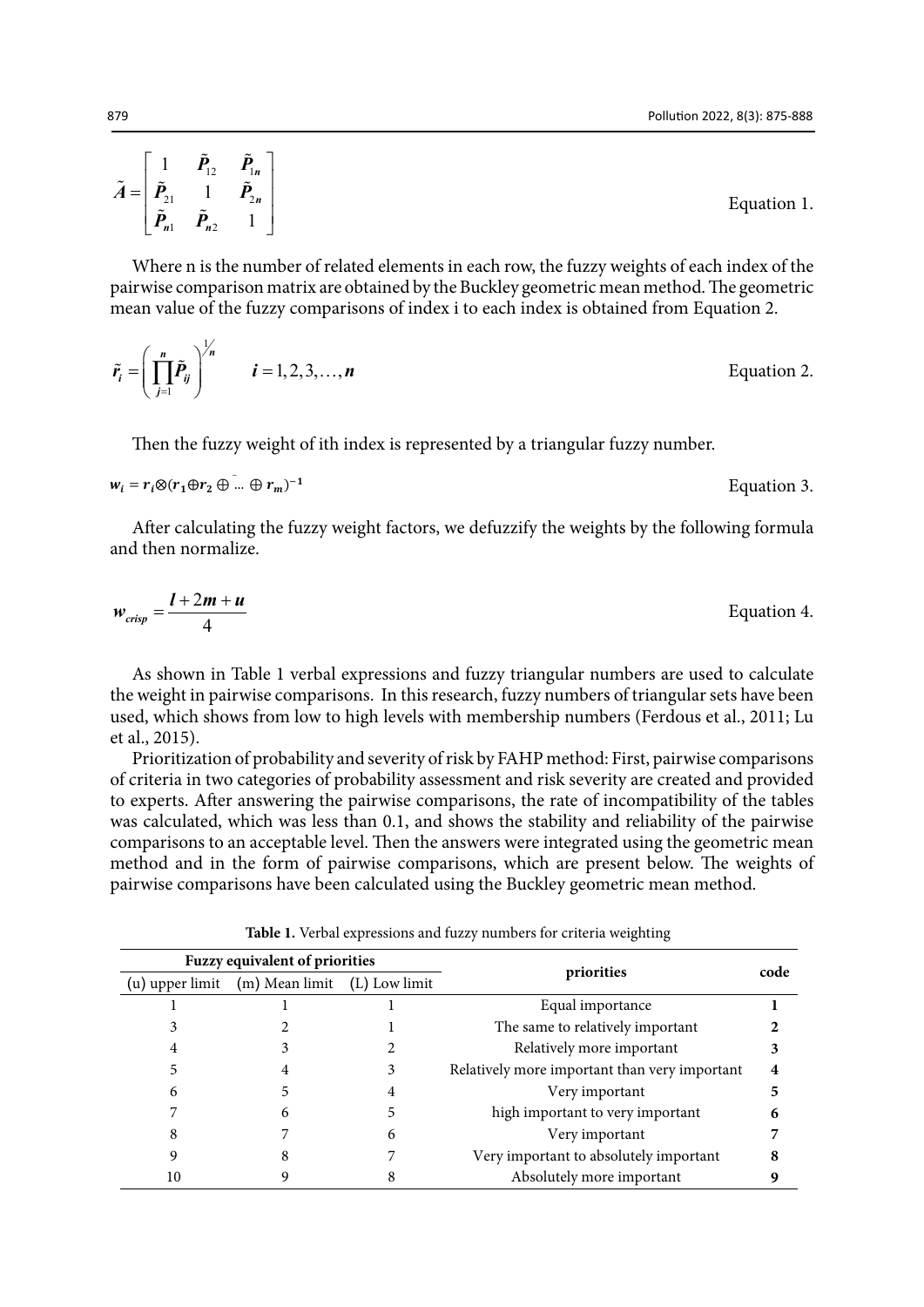$$\tilde{A} = \begin{bmatrix} 1 & \tilde{P}_{12} & \tilde{P}_{1n} \\ \tilde{P}_{21} & 1 & \tilde{P}_{2n} \\ \tilde{P}_{n1} & \tilde{P}_{n2} & 1 \end{bmatrix} \qquad \text{Equation 1.}$$

Where n is the number of related elements in each row, the fuzzy weights of each index of the pairwise comparison matrix are obtained by the Buckley geometric mean method. The geometric mean value of the fuzzy comparisons of index i to each index is obtained from Equation 2.

$$\tilde{r}_i = \left( \prod_{j=1}^{n} \tilde{P}_{ij} \right)^{1/n} \qquad i = 1, 2, 3, \ldots, n \qquad \text{Equation 2.}$$

Then the fuzzy weight of ith index is represented by a triangular fuzzy number.

$$w_i = r_i \otimes (r_1 \oplus r_2 \oplus \ldots \oplus r_m)^{-1} \qquad \text{Equation 3.}$$

After calculating the fuzzy weight factors, we defuzzify the weights by the following formula and then normalize.

$$w_{crisp} = \frac{l + 2m + u}{4} \qquad \text{Equation 4.}$$

As shown in Table 1 verbal expressions and fuzzy triangular numbers are used to calculate the weight in pairwise comparisons. In this research, fuzzy numbers of triangular sets have been used, which shows from low to high levels with membership numbers (Ferdous et al., 2011; Lu et al., 2015).

Prioritization of probability and severity of risk by FAHP method: First, pairwise comparisons of criteria in two categories of probability assessment and risk severity are created and provided to experts. After answering the pairwise comparisons, the rate of incompatibility of the tables was calculated, which was less than 0.1, and shows the stability and reliability of the pairwise comparisons to an acceptable level. Then the answers were integrated using the geometric mean method and in the form of pairwise comparisons, which are present below. The weights of pairwise comparisons have been calculated using the Buckley geometric mean method.

**Table 1.** Verbal expressions and fuzzy numbers for criteria weighting

| Fuzzy equivalent of priorities | | | priorities | code |
|---|---|---|---|---|
| (u) upper limit | (m) Mean limit | (L) Low limit | | |
| 1 | 1 | 1 | Equal importance | **1** |
| 3 | 2 | 1 | The same to relatively important | **2** |
| 4 | 3 | 2 | Relatively more important | **3** |
| 5 | 4 | 3 | Relatively more important than very important | **4** |
| 6 | 5 | 4 | Very important | **5** |
| 7 | 6 | 5 | high important to very important | **6** |
| 8 | 7 | 6 | Very important | **7** |
| 9 | 8 | 7 | Very important to absolutely important | **8** |
| 10 | 9 | 8 | Absolutely more important | **9** |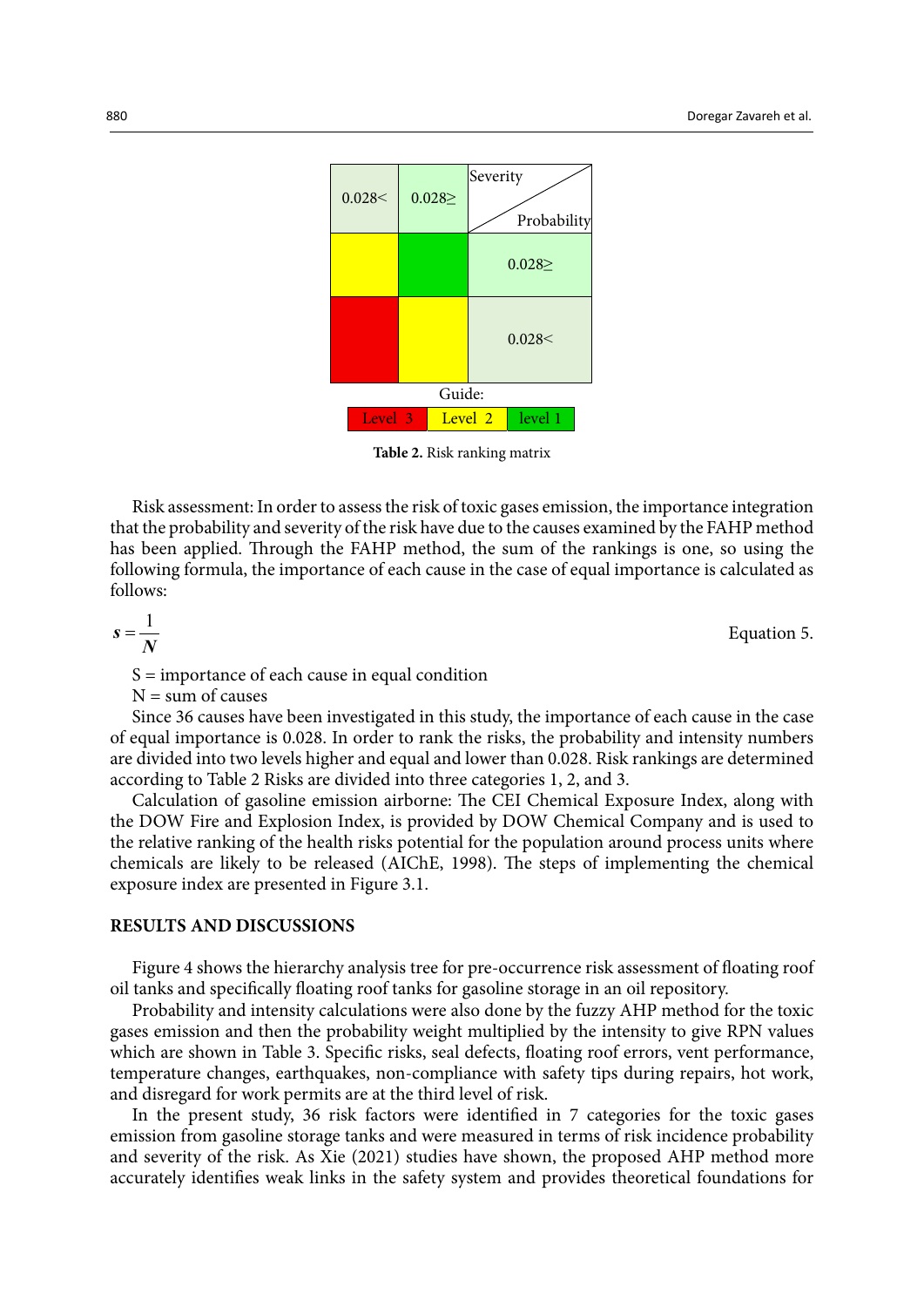| 0.028< | 0.028≥ | Severity / Probability |
|---|---|---|
| Level 2 (yellow) | Level 1 (green) | 0.028≥ |
| Level 3 (red) | Level 2 (yellow) | 0.028< |

Guide:

| Level 3 | Level 2 | level 1 |
|---|---|---|

**Table 2.** Risk ranking matrix

Risk assessment: In order to assess the risk of toxic gases emission, the importance integration that the probability and severity of the risk have due to the causes examined by the FAHP method has been applied. Through the FAHP method, the sum of the rankings is one, so using the following formula, the importance of each cause in the case of equal importance is calculated as follows:

$$s = \frac{1}{N} \qquad \text{Equation 5.}$$

S = importance of each cause in equal condition

N = sum of causes

Since 36 causes have been investigated in this study, the importance of each cause in the case of equal importance is 0.028. In order to rank the risks, the probability and intensity numbers are divided into two levels higher and equal and lower than 0.028. Risk rankings are determined according to Table 2 Risks are divided into three categories 1, 2, and 3.

Calculation of gasoline emission airborne: The CEI Chemical Exposure Index, along with the DOW Fire and Explosion Index, is provided by DOW Chemical Company and is used to the relative ranking of the health risks potential for the population around process units where chemicals are likely to be released (AIChE, 1998). The steps of implementing the chemical exposure index are presented in Figure 3.1.

## RESULTS AND DISCUSSIONS

Figure 4 shows the hierarchy analysis tree for pre-occurrence risk assessment of floating roof oil tanks and specifically floating roof tanks for gasoline storage in an oil repository.

Probability and intensity calculations were also done by the fuzzy AHP method for the toxic gases emission and then the probability weight multiplied by the intensity to give RPN values which are shown in Table 3. Specific risks, seal defects, floating roof errors, vent performance, temperature changes, earthquakes, non-compliance with safety tips during repairs, hot work, and disregard for work permits are at the third level of risk.

In the present study, 36 risk factors were identified in 7 categories for the toxic gases emission from gasoline storage tanks and were measured in terms of risk incidence probability and severity of the risk. As Xie (2021) studies have shown, the proposed AHP method more accurately identifies weak links in the safety system and provides theoretical foundations for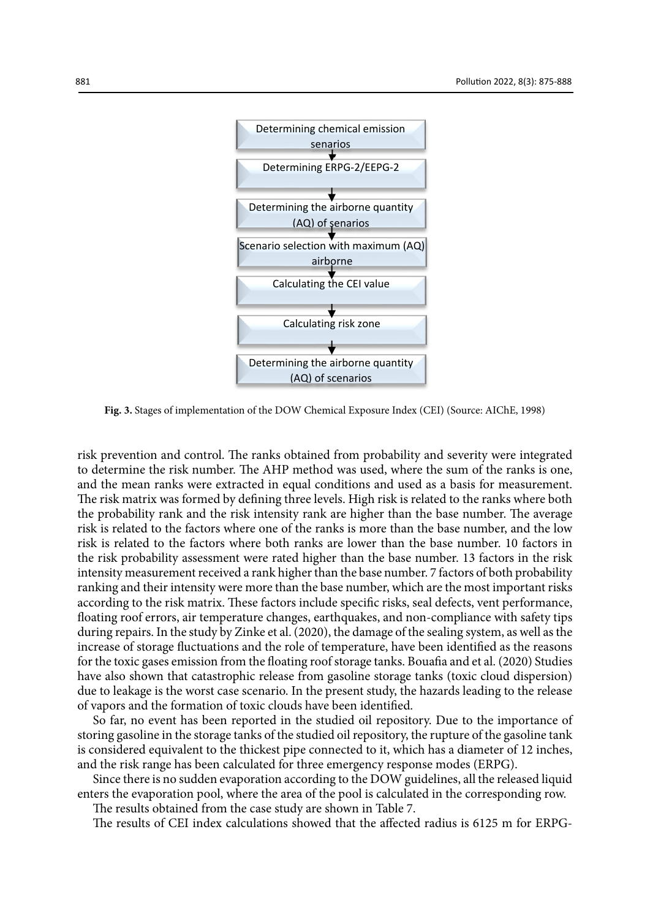Determining chemical emission senarios

↓

Determining ERPG-2/EEPG-2

↓

Determining the airborne quantity (AQ) of senarios

↓

Scenario selection with maximum (AQ) airborne

↓

Calculating the CEI value

↓

Calculating risk zone

↓

Determining the airborne quantity (AQ) of scenarios

**Fig. 3.** Stages of implementation of the DOW Chemical Exposure Index (CEI) (Source: AIChE, 1998)

risk prevention and control. The ranks obtained from probability and severity were integrated to determine the risk number. The AHP method was used, where the sum of the ranks is one, and the mean ranks were extracted in equal conditions and used as a basis for measurement. The risk matrix was formed by defining three levels. High risk is related to the ranks where both the probability rank and the risk intensity rank are higher than the base number. The average risk is related to the factors where one of the ranks is more than the base number, and the low risk is related to the factors where both ranks are lower than the base number. 10 factors in the risk probability assessment were rated higher than the base number. 13 factors in the risk intensity measurement received a rank higher than the base number. 7 factors of both probability ranking and their intensity were more than the base number, which are the most important risks according to the risk matrix. These factors include specific risks, seal defects, vent performance, floating roof errors, air temperature changes, earthquakes, and non-compliance with safety tips during repairs. In the study by Zinke et al. (2020), the damage of the sealing system, as well as the increase of storage fluctuations and the role of temperature, have been identified as the reasons for the toxic gases emission from the floating roof storage tanks. Bouafia and et al. (2020) Studies have also shown that catastrophic release from gasoline storage tanks (toxic cloud dispersion) due to leakage is the worst case scenario. In the present study, the hazards leading to the release of vapors and the formation of toxic clouds have been identified.

So far, no event has been reported in the studied oil repository. Due to the importance of storing gasoline in the storage tanks of the studied oil repository, the rupture of the gasoline tank is considered equivalent to the thickest pipe connected to it, which has a diameter of 12 inches, and the risk range has been calculated for three emergency response modes (ERPG).

Since there is no sudden evaporation according to the DOW guidelines, all the released liquid enters the evaporation pool, where the area of the pool is calculated in the corresponding row.

The results obtained from the case study are shown in Table 7.

The results of CEI index calculations showed that the affected radius is 6125 m for ERPG-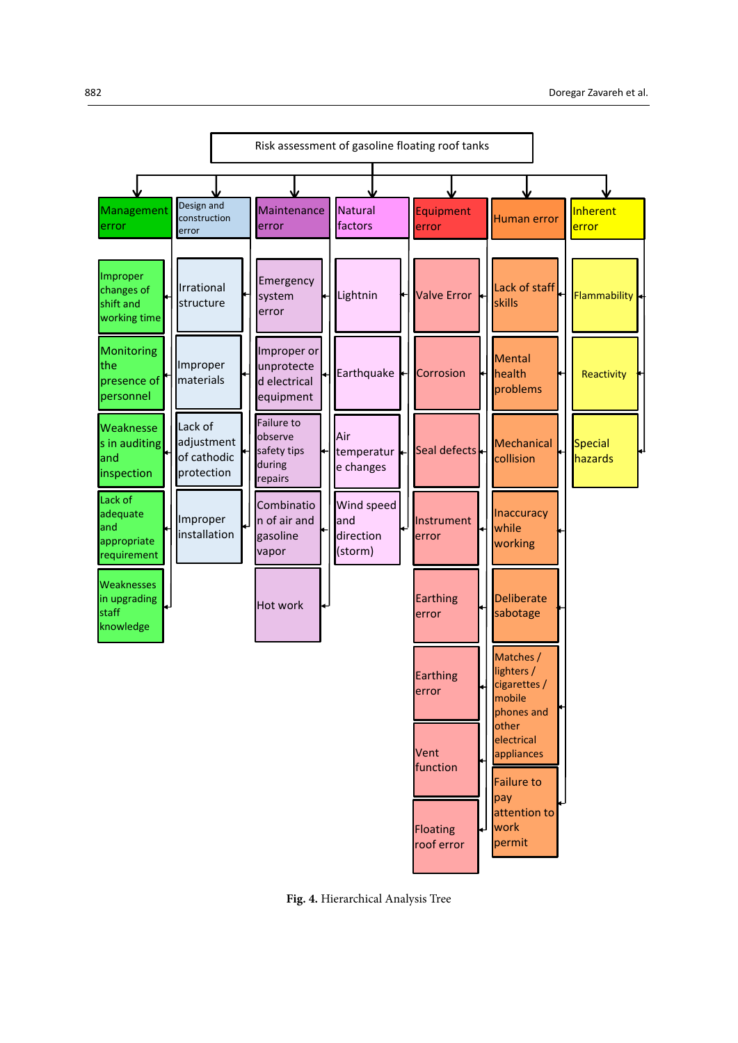Risk assessment of gasoline floating roof tanks

- **Management error**
  - Improper changes of shift and working time
  - Monitoring the presence of personnel
  - Weaknesses in auditing and inspection
  - Lack of adequate and appropriate requirement
  - Weaknesses in upgrading staff knowledge
- **Design and construction error**
  - Irrational structure
  - Improper materials
  - Lack of adjustment of cathodic protection
  - Improper installation
- **Maintenance error**
  - Emergency system error
  - Improper or unprotected electrical equipment
  - Failure to observe safety tips during repairs
  - Combination of air and gasoline vapor
  - Hot work
- **Natural factors**
  - Lightnin
  - Earthquake
  - Air temperature changes
  - Wind speed and direction (storm)
- **Equipment error**
  - Valve Error
  - Corrosion
  - Seal defects
  - Instrument error
  - Earthing error
  - Earthing error
  - Vent function
  - Floating roof error
- **Human error**
  - Lack of staff skills
  - Mental health problems
  - Mechanical collision
  - Inaccuracy while working
  - Deliberate sabotage
  - Matches / lighters / cigarettes / mobile phones and other electrical appliances
  - Failure to pay attention to work permit
- **Inherent error**
  - Flammability
  - Reactivity
  - Special hazards

**Fig. 4.** Hierarchical Analysis Tree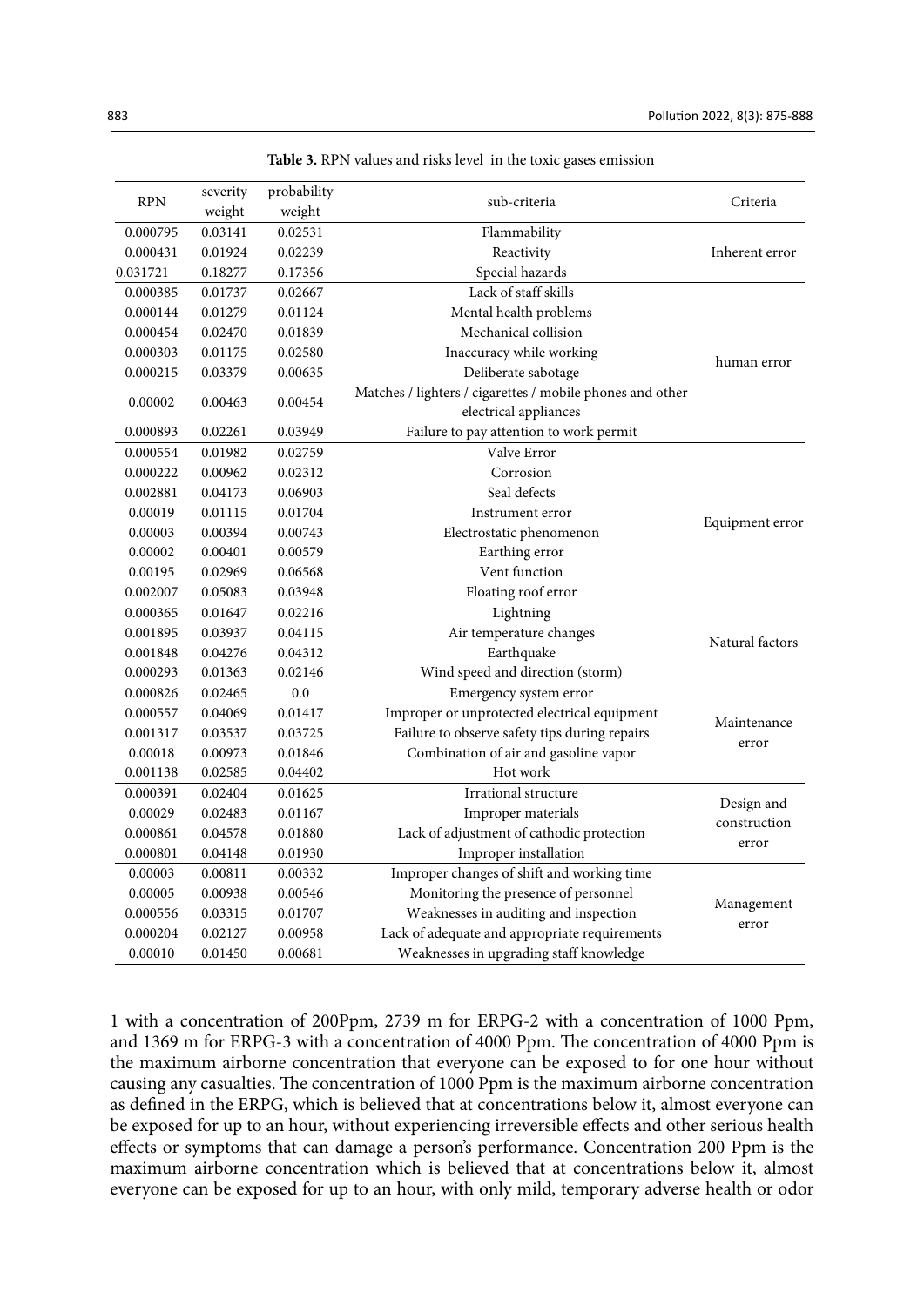**Table 3.** RPN values and risks level in the toxic gases emission

| RPN | severity weight | probability weight | sub-criteria | Criteria |
|---|---|---|---|---|
| 0.000795 | 0.03141 | 0.02531 | Flammability | Inherent error |
| 0.000431 | 0.01924 | 0.02239 | Reactivity | |
| 0.031721 | 0.18277 | 0.17356 | Special hazards | |
| 0.000385 | 0.01737 | 0.02667 | Lack of staff skills | human error |
| 0.000144 | 0.01279 | 0.01124 | Mental health problems | |
| 0.000454 | 0.02470 | 0.01839 | Mechanical collision | |
| 0.000303 | 0.01175 | 0.02580 | Inaccuracy while working | |
| 0.000215 | 0.03379 | 0.00635 | Deliberate sabotage | |
| 0.00002 | 0.00463 | 0.00454 | Matches / lighters / cigarettes / mobile phones and other electrical appliances | |
| 0.000893 | 0.02261 | 0.03949 | Failure to pay attention to work permit | |
| 0.000554 | 0.01982 | 0.02759 | Valve Error | Equipment error |
| 0.000222 | 0.00962 | 0.02312 | Corrosion | |
| 0.002881 | 0.04173 | 0.06903 | Seal defects | |
| 0.00019 | 0.01115 | 0.01704 | Instrument error | |
| 0.00003 | 0.00394 | 0.00743 | Electrostatic phenomenon | |
| 0.00002 | 0.00401 | 0.00579 | Earthing error | |
| 0.00195 | 0.02969 | 0.06568 | Vent function | |
| 0.002007 | 0.05083 | 0.03948 | Floating roof error | |
| 0.000365 | 0.01647 | 0.02216 | Lightning | Natural factors |
| 0.001895 | 0.03937 | 0.04115 | Air temperature changes | |
| 0.001848 | 0.04276 | 0.04312 | Earthquake | |
| 0.000293 | 0.01363 | 0.02146 | Wind speed and direction (storm) | |
| 0.000826 | 0.02465 | 0.0 | Emergency system error | Maintenance error |
| 0.000557 | 0.04069 | 0.01417 | Improper or unprotected electrical equipment | |
| 0.001317 | 0.03537 | 0.03725 | Failure to observe safety tips during repairs | |
| 0.00018 | 0.00973 | 0.01846 | Combination of air and gasoline vapor | |
| 0.001138 | 0.02585 | 0.04402 | Hot work | |
| 0.000391 | 0.02404 | 0.01625 | Irrational structure | Design and construction error |
| 0.00029 | 0.02483 | 0.01167 | Improper materials | |
| 0.000861 | 0.04578 | 0.01880 | Lack of adjustment of cathodic protection | |
| 0.000801 | 0.04148 | 0.01930 | Improper installation | |
| 0.00003 | 0.00811 | 0.00332 | Improper changes of shift and working time | Management error |
| 0.00005 | 0.00938 | 0.00546 | Monitoring the presence of personnel | |
| 0.000556 | 0.03315 | 0.01707 | Weaknesses in auditing and inspection | |
| 0.000204 | 0.02127 | 0.00958 | Lack of adequate and appropriate requirements | |
| 0.00010 | 0.01450 | 0.00681 | Weaknesses in upgrading staff knowledge | |

1 with a concentration of 200Ppm, 2739 m for ERPG-2 with a concentration of 1000 Ppm, and 1369 m for ERPG-3 with a concentration of 4000 Ppm. The concentration of 4000 Ppm is the maximum airborne concentration that everyone can be exposed to for one hour without causing any casualties. The concentration of 1000 Ppm is the maximum airborne concentration as defined in the ERPG, which is believed that at concentrations below it, almost everyone can be exposed for up to an hour, without experiencing irreversible effects and other serious health effects or symptoms that can damage a person's performance. Concentration 200 Ppm is the maximum airborne concentration which is believed that at concentrations below it, almost everyone can be exposed for up to an hour, with only mild, temporary adverse health or odor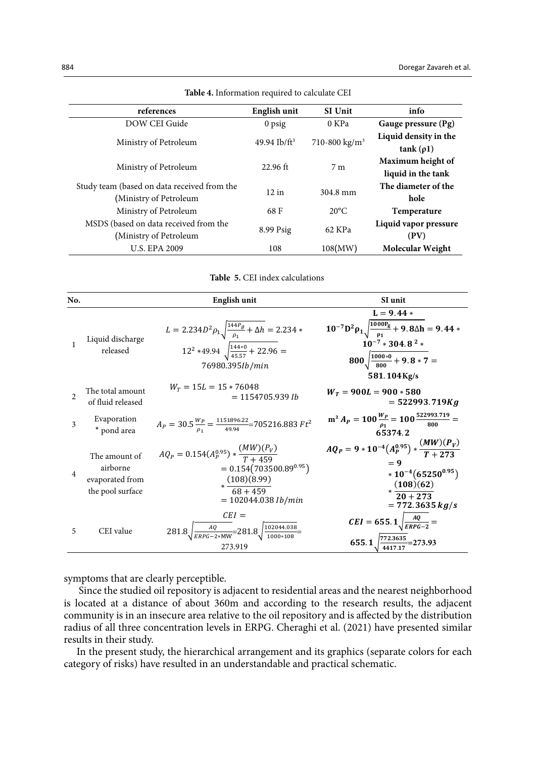**Table 4.** Information required to calculate CEI

| references | English unit | SI Unit | info |
|---|---|---|---|
| DOW CEI Guide | 0 psig | 0 KPa | **Gauge pressure (Pg)** |
| Ministry of Petroleum | 49.94 Ib/ft$^3$ | 710-800 kg/m$^3$ | **Liquid density in the tank (ρ1)** |
| Ministry of Petroleum | 22.96 ft | 7 m | **Maximum height of liquid in the tank** |
| Study team (based on data received from the (Ministry of Petroleum | 12 in | 304.8 mm | **The diameter of the hole** |
| Ministry of Petroleum | 68 F | 20°C | **Temperature** |
| MSDS (based on data received from the (Ministry of Petroleum | 8.99 Psig | 62 KPa | **Liquid vapor pressure (PV)** |
| U.S. EPA 2009 | 108 | 108(MW) | **Molecular Weight** |

**Table 5.** CEI index calculations

| No. | | English unit | SI unit |
|---|---|---|---|
| 1 | Liquid discharge released | $L = 2.234D^2\rho_1\sqrt{\frac{144P_g}{\rho_1}+\Delta h} = 2.234 * 12^2 * 49.94\sqrt{\frac{144*0}{45.57}+22.96} = 76980.395 Ib/min$ | $L = 9.44 * 10^{-7}D^2\rho_1\sqrt{\frac{1000P_g}{\rho_1}+9.8\Delta h} = 9.44 * 10^{-7} * 304.8^2 * 800\sqrt{\frac{1000*0}{800}+9.8*7} = 581.104 Kg/s$ |
| 2 | The total amount of fluid released | $W_T = 15L = 15 * 76048 = 1154705.939\ Ib$ | $W_T = 900L = 900 * 580 = 522993.719 Kg$ |
| 3 | Evaporation * pond area | $A_P = 30.5\frac{W_P}{\rho_1} = \frac{1151896.22}{49.94} = 705216.883\ Ft^2$ | $m^2\ A_P = 100\frac{W_P}{\rho_1} = 100\frac{522993.719}{800} = 65374.2$ |
| 4 | The amount of airborne evaporated from the pool surface | $AQ_P = 0.154(A_P^{0.95}) * \frac{(MW)(P_V)}{T+459} = 0.154(703500.89^{0.95}) * \frac{(108)(8.99)}{68+459} = 102044.038\ Ib/min$ | $AQ_P = 9 * 10^{-4}(A_P^{0.95}) * \frac{(MW)(P_V)}{T+273} = 9 * 10^{-4}(65250^{0.95}) * \frac{(108)(62)}{20+273} = 772.3635\ kg/s$ |
| 5 | CEI value | $CEI = 281.8\sqrt{\frac{AQ}{ERPG-2*MW}} = 281.8\sqrt{\frac{102044.038}{1000*108}} = 273.919$ | $CEI = 655.1\sqrt{\frac{AQ}{ERPG-2}} = 655.1\sqrt{\frac{772.3635}{4417.17}} = 273.93$ |

symptoms that are clearly perceptible.

Since the studied oil repository is adjacent to residential areas and the nearest neighborhood is located at a distance of about 360m and according to the research results, the adjacent community is in an insecure area relative to the oil repository and is affected by the distribution radius of all three concentration levels in ERPG. Cheraghi et al. (2021) have presented similar results in their study.

In the present study, the hierarchical arrangement and its graphics (separate colors for each category of risks) have resulted in an understandable and practical schematic.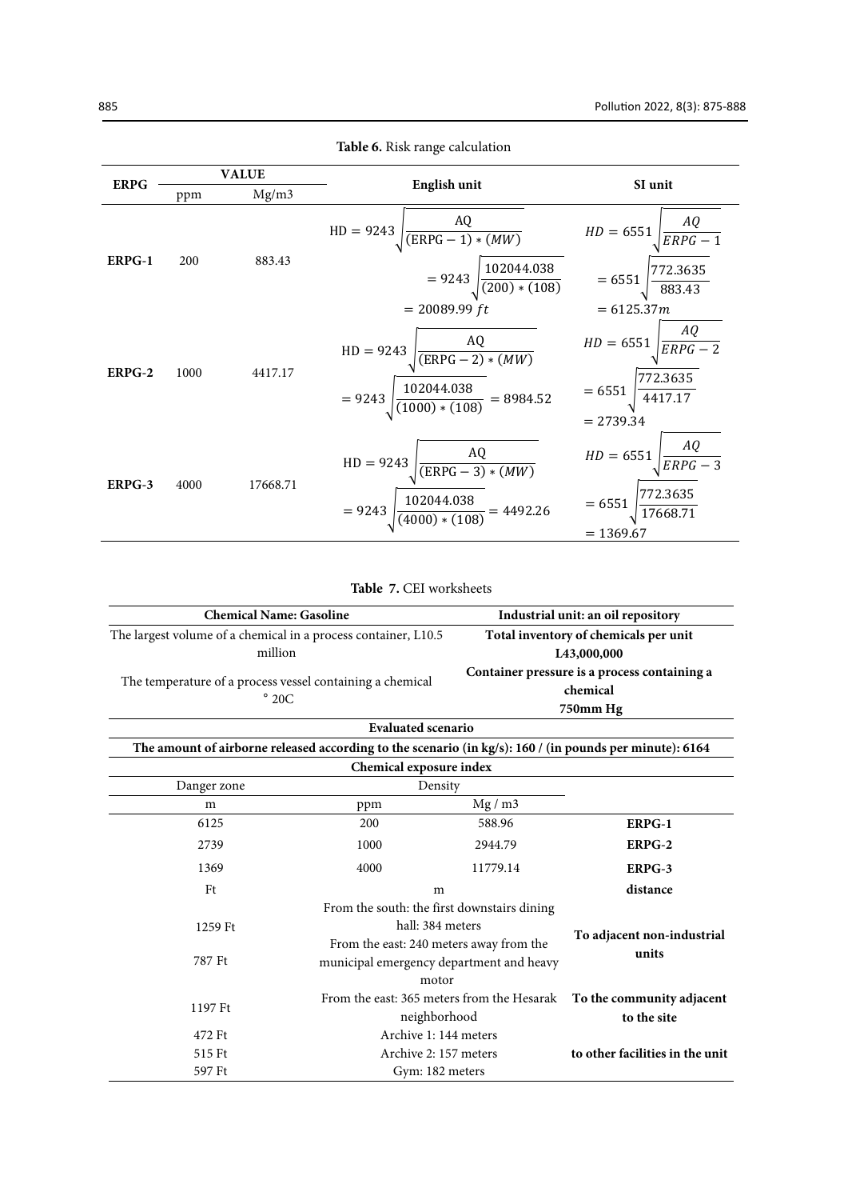**Table 6.** Risk range calculation

| ERPG | VALUE | | English unit | SI unit |
|---|---|---|---|---|
| | ppm | Mg/m3 | | |
| **ERPG-1** | 200 | 883.43 | $\mathrm{HD} = 9243\sqrt{\frac{\mathrm{AQ}}{(\mathrm{ERPG}-1)*(MW)}}$ $= 9243\sqrt{\frac{102044.038}{(200)*(108)}}$ $= 20089.99\ ft$ | $HD = 6551\sqrt{\frac{AQ}{ERPG-1}}$ $= 6551\sqrt{\frac{772.3635}{883.43}}$ $= 6125.37m$ |
| **ERPG-2** | 1000 | 4417.17 | $\mathrm{HD} = 9243\sqrt{\frac{\mathrm{AQ}}{(\mathrm{ERPG}-2)*(MW)}}$ $= 9243\sqrt{\frac{102044.038}{(1000)*(108)}} = 8984.52$ | $HD = 6551\sqrt{\frac{AQ}{ERPG-2}}$ $= 6551\sqrt{\frac{772.3635}{4417.17}}$ $= 2739.34$ |
| **ERPG-3** | 4000 | 17668.71 | $\mathrm{HD} = 9243\sqrt{\frac{\mathrm{AQ}}{(\mathrm{ERPG}-3)*(MW)}}$ $= 9243\sqrt{\frac{102044.038}{(4000)*(108)}} = 4492.26$ | $HD = 6551\sqrt{\frac{AQ}{ERPG-3}}$ $= 6551\sqrt{\frac{772.3635}{17668.71}}$ $= 1369.67$ |

**Table 7.** CEI worksheets

| **Chemical Name: Gasoline** | | | **Industrial unit: an oil repository** |
|---|---|---|---|
| The largest volume of a chemical in a process container, L10.5 million | | | **Total inventory of chemicals per unit L43,000,000** |
| The temperature of a process vessel containing a chemical ° 20C | | | **Container pressure is a process containing a chemical 750mm Hg** |
| **Evaluated scenario** | | | |
| **The amount of airborne released according to the scenario (in kg/s): 160 / (in pounds per minute): 6164** | | | |
| **Chemical exposure index** | | | |
| Danger zone | Density | | |
| m | ppm | Mg / m3 | |
| 6125 | 200 | 588.96 | **ERPG-1** |
| 2739 | 1000 | 2944.79 | **ERPG-2** |
| 1369 | 4000 | 11779.14 | **ERPG-3** |
| Ft | m | | **distance** |
| 1259 Ft | From the south: the first downstairs dining hall: 384 meters | | **To adjacent non-industrial units** |
| 787 Ft | From the east: 240 meters away from the municipal emergency department and heavy motor | | |
| 1197 Ft | From the east: 365 meters from the Hesarak neighborhood | | **To the community adjacent to the site** |
| 472 Ft | Archive 1: 144 meters | | **to other facilities in the unit** |
| 515 Ft | Archive 2: 157 meters | | |
| 597 Ft | Gym: 182 meters | | |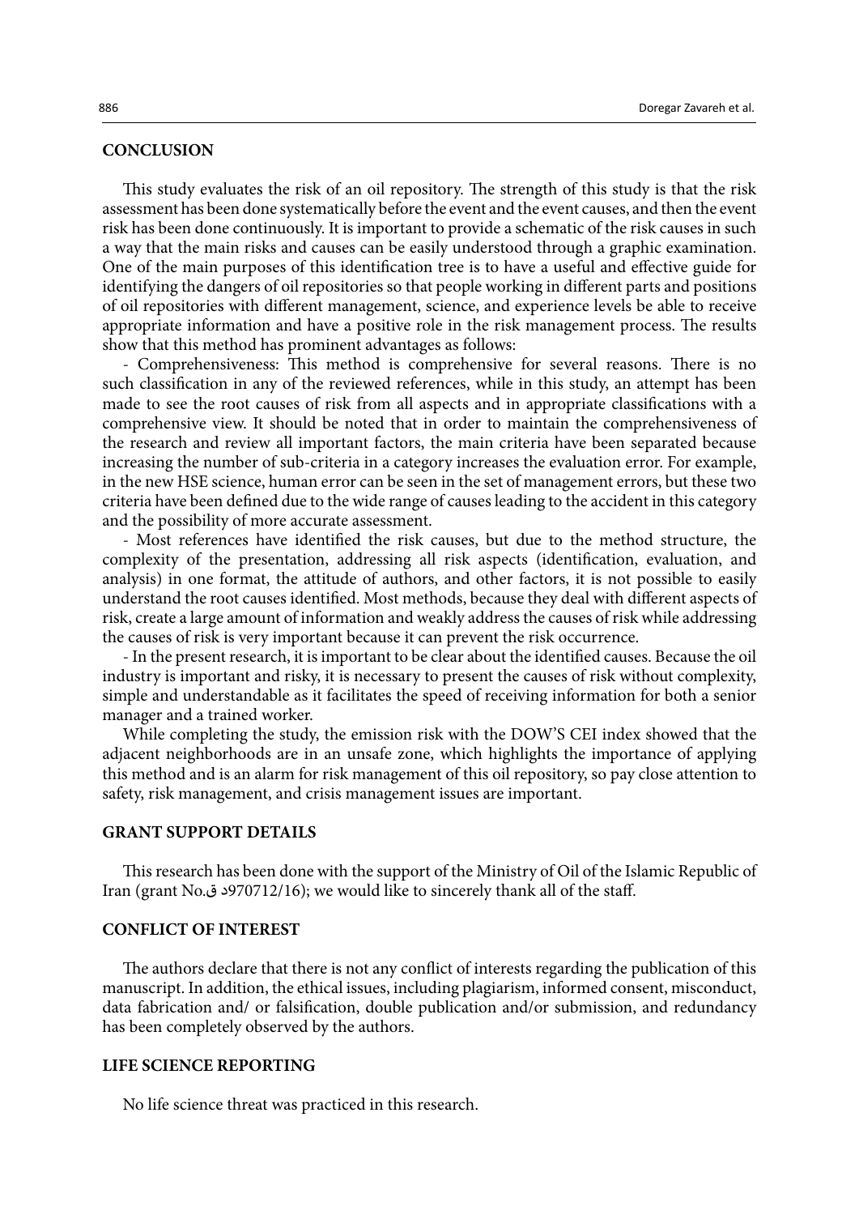## CONCLUSION

This study evaluates the risk of an oil repository. The strength of this study is that the risk assessment has been done systematically before the event and the event causes, and then the event risk has been done continuously. It is important to provide a schematic of the risk causes in such a way that the main risks and causes can be easily understood through a graphic examination. One of the main purposes of this identification tree is to have a useful and effective guide for identifying the dangers of oil repositories so that people working in different parts and positions of oil repositories with different management, science, and experience levels be able to receive appropriate information and have a positive role in the risk management process. The results show that this method has prominent advantages as follows:

- Comprehensiveness: This method is comprehensive for several reasons. There is no such classification in any of the reviewed references, while in this study, an attempt has been made to see the root causes of risk from all aspects and in appropriate classifications with a comprehensive view. It should be noted that in order to maintain the comprehensiveness of the research and review all important factors, the main criteria have been separated because increasing the number of sub-criteria in a category increases the evaluation error. For example, in the new HSE science, human error can be seen in the set of management errors, but these two criteria have been defined due to the wide range of causes leading to the accident in this category and the possibility of more accurate assessment.

- Most references have identified the risk causes, but due to the method structure, the complexity of the presentation, addressing all risk aspects (identification, evaluation, and analysis) in one format, the attitude of authors, and other factors, it is not possible to easily understand the root causes identified. Most methods, because they deal with different aspects of risk, create a large amount of information and weakly address the causes of risk while addressing the causes of risk is very important because it can prevent the risk occurrence.

- In the present research, it is important to be clear about the identified causes. Because the oil industry is important and risky, it is necessary to present the causes of risk without complexity, simple and understandable as it facilitates the speed of receiving information for both a senior manager and a trained worker.

While completing the study, the emission risk with the DOW'S CEI index showed that the adjacent neighborhoods are in an unsafe zone, which highlights the importance of applying this method and is an alarm for risk management of this oil repository, so pay close attention to safety, risk management, and crisis management issues are important.

## GRANT SUPPORT DETAILS

This research has been done with the support of the Ministry of Oil of the Islamic Republic of Iran (grant No.د ق970712/16); we would like to sincerely thank all of the staff.

## CONFLICT OF INTEREST

The authors declare that there is not any conflict of interests regarding the publication of this manuscript. In addition, the ethical issues, including plagiarism, informed consent, misconduct, data fabrication and/ or falsification, double publication and/or submission, and redundancy has been completely observed by the authors.

## LIFE SCIENCE REPORTING

No life science threat was practiced in this research.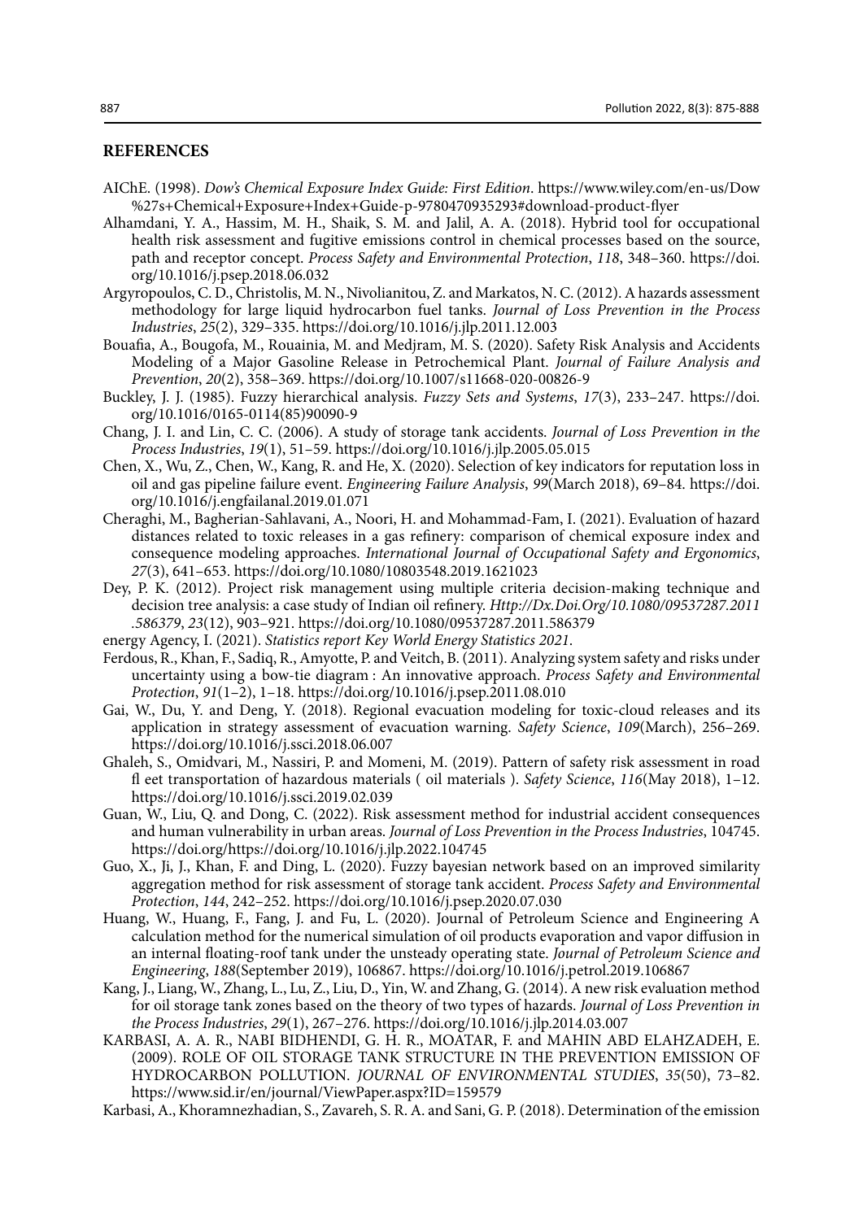## REFERENCES

AIChE. (1998). *Dow's Chemical Exposure Index Guide: First Edition*. https://www.wiley.com/en-us/Dow%27s+Chemical+Exposure+Index+Guide-p-9780470935293#download-product-flyer

Alhamdani, Y. A., Hassim, M. H., Shaik, S. M. and Jalil, A. A. (2018). Hybrid tool for occupational health risk assessment and fugitive emissions control in chemical processes based on the source, path and receptor concept. *Process Safety and Environmental Protection*, *118*, 348–360. https://doi.org/10.1016/j.psep.2018.06.032

Argyropoulos, C. D., Christolis, M. N., Nivolianitou, Z. and Markatos, N. C. (2012). A hazards assessment methodology for large liquid hydrocarbon fuel tanks. *Journal of Loss Prevention in the Process Industries*, *25*(2), 329–335. https://doi.org/10.1016/j.jlp.2011.12.003

Bouafia, A., Bougofa, M., Rouainia, M. and Medjram, M. S. (2020). Safety Risk Analysis and Accidents Modeling of a Major Gasoline Release in Petrochemical Plant. *Journal of Failure Analysis and Prevention*, *20*(2), 358–369. https://doi.org/10.1007/s11668-020-00826-9

Buckley, J. J. (1985). Fuzzy hierarchical analysis. *Fuzzy Sets and Systems*, *17*(3), 233–247. https://doi.org/10.1016/0165-0114(85)90090-9

Chang, J. I. and Lin, C. C. (2006). A study of storage tank accidents. *Journal of Loss Prevention in the Process Industries*, *19*(1), 51–59. https://doi.org/10.1016/j.jlp.2005.05.015

Chen, X., Wu, Z., Chen, W., Kang, R. and He, X. (2020). Selection of key indicators for reputation loss in oil and gas pipeline failure event. *Engineering Failure Analysis*, *99*(March 2018), 69–84. https://doi.org/10.1016/j.engfailanal.2019.01.071

Cheraghi, M., Bagherian-Sahlavani, A., Noori, H. and Mohammad-Fam, I. (2021). Evaluation of hazard distances related to toxic releases in a gas refinery: comparison of chemical exposure index and consequence modeling approaches. *International Journal of Occupational Safety and Ergonomics*, *27*(3), 641–653. https://doi.org/10.1080/10803548.2019.1621023

Dey, P. K. (2012). Project risk management using multiple criteria decision-making technique and decision tree analysis: a case study of Indian oil refinery. *Http://Dx.Doi.Org/10.1080/09537287.2011.586379*, *23*(12), 903–921. https://doi.org/10.1080/09537287.2011.586379

energy Agency, I. (2021). *Statistics report Key World Energy Statistics 2021*.

Ferdous, R., Khan, F., Sadiq, R., Amyotte, P. and Veitch, B. (2011). Analyzing system safety and risks under uncertainty using a bow-tie diagram : An innovative approach. *Process Safety and Environmental Protection*, *91*(1–2), 1–18. https://doi.org/10.1016/j.psep.2011.08.010

Gai, W., Du, Y. and Deng, Y. (2018). Regional evacuation modeling for toxic-cloud releases and its application in strategy assessment of evacuation warning. *Safety Science*, *109*(March), 256–269. https://doi.org/10.1016/j.ssci.2018.06.007

Ghaleh, S., Omidvari, M., Nassiri, P. and Momeni, M. (2019). Pattern of safety risk assessment in road fl eet transportation of hazardous materials ( oil materials ). *Safety Science*, *116*(May 2018), 1–12. https://doi.org/10.1016/j.ssci.2019.02.039

Guan, W., Liu, Q. and Dong, C. (2022). Risk assessment method for industrial accident consequences and human vulnerability in urban areas. *Journal of Loss Prevention in the Process Industries*, 104745. https://doi.org/https://doi.org/10.1016/j.jlp.2022.104745

Guo, X., Ji, J., Khan, F. and Ding, L. (2020). Fuzzy bayesian network based on an improved similarity aggregation method for risk assessment of storage tank accident. *Process Safety and Environmental Protection*, *144*, 242–252. https://doi.org/10.1016/j.psep.2020.07.030

Huang, W., Huang, F., Fang, J. and Fu, L. (2020). Journal of Petroleum Science and Engineering A calculation method for the numerical simulation of oil products evaporation and vapor diffusion in an internal floating-roof tank under the unsteady operating state. *Journal of Petroleum Science and Engineering*, *188*(September 2019), 106867. https://doi.org/10.1016/j.petrol.2019.106867

Kang, J., Liang, W., Zhang, L., Lu, Z., Liu, D., Yin, W. and Zhang, G. (2014). A new risk evaluation method for oil storage tank zones based on the theory of two types of hazards. *Journal of Loss Prevention in the Process Industries*, *29*(1), 267–276. https://doi.org/10.1016/j.jlp.2014.03.007

KARBASI, A. A. R., NABI BIDHENDI, G. H. R., MOATAR, F. and MAHIN ABD ELAHZADEH, E. (2009). ROLE OF OIL STORAGE TANK STRUCTURE IN THE PREVENTION EMISSION OF HYDROCARBON POLLUTION. *JOURNAL OF ENVIRONMENTAL STUDIES*, *35*(50), 73–82. https://www.sid.ir/en/journal/ViewPaper.aspx?ID=159579

Karbasi, A., Khoramnezhadian, S., Zavareh, S. R. A. and Sani, G. P. (2018). Determination of the emission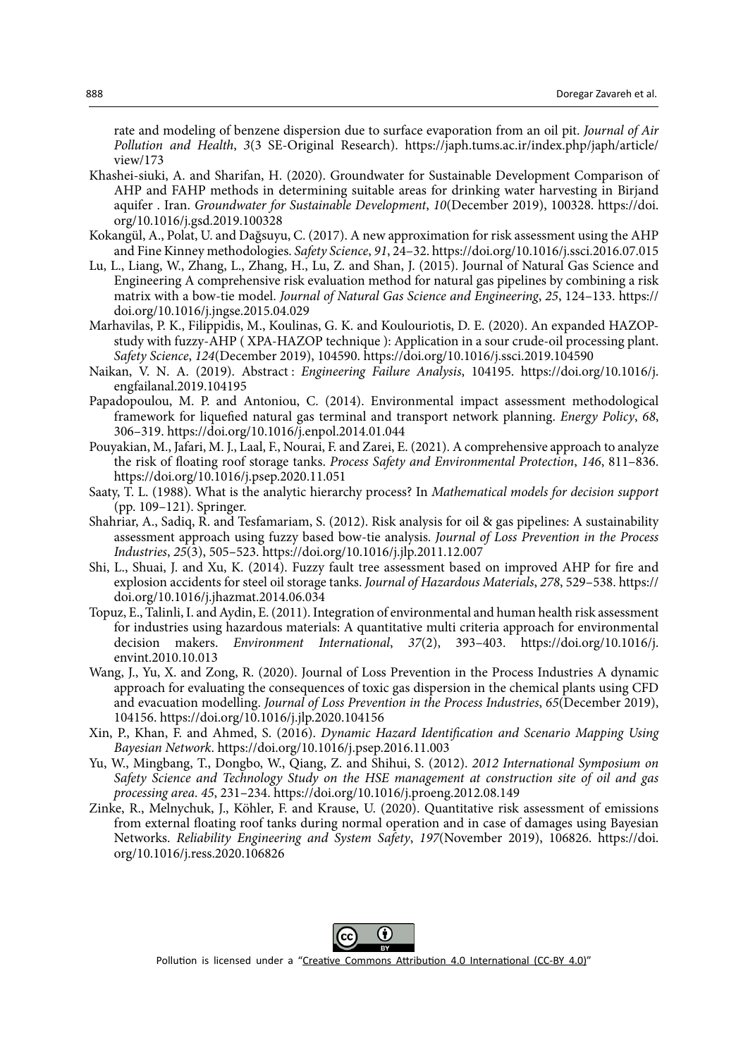rate and modeling of benzene dispersion due to surface evaporation from an oil pit. *Journal of Air Pollution and Health*, *3*(3 SE-Original Research). https://japh.tums.ac.ir/index.php/japh/article/view/173

Khashei-siuki, A. and Sharifan, H. (2020). Groundwater for Sustainable Development Comparison of AHP and FAHP methods in determining suitable areas for drinking water harvesting in Birjand aquifer . Iran. *Groundwater for Sustainable Development*, *10*(December 2019), 100328. https://doi.org/10.1016/j.gsd.2019.100328

Kokangül, A., Polat, U. and Dağsuyu, C. (2017). A new approximation for risk assessment using the AHP and Fine Kinney methodologies. *Safety Science*, *91*, 24–32. https://doi.org/10.1016/j.ssci.2016.07.015

Lu, L., Liang, W., Zhang, L., Zhang, H., Lu, Z. and Shan, J. (2015). Journal of Natural Gas Science and Engineering A comprehensive risk evaluation method for natural gas pipelines by combining a risk matrix with a bow-tie model. *Journal of Natural Gas Science and Engineering*, *25*, 124–133. https://doi.org/10.1016/j.jngse.2015.04.029

Marhavilas, P. K., Filippidis, M., Koulinas, G. K. and Koulouriotis, D. E. (2020). An expanded HAZOP-study with fuzzy-AHP ( XPA-HAZOP technique ): Application in a sour crude-oil processing plant. *Safety Science*, *124*(December 2019), 104590. https://doi.org/10.1016/j.ssci.2019.104590

Naikan, V. N. A. (2019). Abstract : *Engineering Failure Analysis*, 104195. https://doi.org/10.1016/j.engfailanal.2019.104195

Papadopoulou, M. P. and Antoniou, C. (2014). Environmental impact assessment methodological framework for liquefied natural gas terminal and transport network planning. *Energy Policy*, *68*, 306–319. https://doi.org/10.1016/j.enpol.2014.01.044

Pouyakian, M., Jafari, M. J., Laal, F., Nourai, F. and Zarei, E. (2021). A comprehensive approach to analyze the risk of floating roof storage tanks. *Process Safety and Environmental Protection*, *146*, 811–836. https://doi.org/10.1016/j.psep.2020.11.051

Saaty, T. L. (1988). What is the analytic hierarchy process? In *Mathematical models for decision support* (pp. 109–121). Springer.

Shahriar, A., Sadiq, R. and Tesfamariam, S. (2012). Risk analysis for oil & gas pipelines: A sustainability assessment approach using fuzzy based bow-tie analysis. *Journal of Loss Prevention in the Process Industries*, *25*(3), 505–523. https://doi.org/10.1016/j.jlp.2011.12.007

Shi, L., Shuai, J. and Xu, K. (2014). Fuzzy fault tree assessment based on improved AHP for fire and explosion accidents for steel oil storage tanks. *Journal of Hazardous Materials*, *278*, 529–538. https://doi.org/10.1016/j.jhazmat.2014.06.034

Topuz, E., Talinli, I. and Aydin, E. (2011). Integration of environmental and human health risk assessment for industries using hazardous materials: A quantitative multi criteria approach for environmental decision makers. *Environment International*, *37*(2), 393–403. https://doi.org/10.1016/j.envint.2010.10.013

Wang, J., Yu, X. and Zong, R. (2020). Journal of Loss Prevention in the Process Industries A dynamic approach for evaluating the consequences of toxic gas dispersion in the chemical plants using CFD and evacuation modelling. *Journal of Loss Prevention in the Process Industries*, *65*(December 2019), 104156. https://doi.org/10.1016/j.jlp.2020.104156

Xin, P., Khan, F. and Ahmed, S. (2016). *Dynamic Hazard Identification and Scenario Mapping Using Bayesian Network*. https://doi.org/10.1016/j.psep.2016.11.003

Yu, W., Mingbang, T., Dongbo, W., Qiang, Z. and Shihui, S. (2012). *2012 International Symposium on Safety Science and Technology Study on the HSE management at construction site of oil and gas processing area*. *45*, 231–234. https://doi.org/10.1016/j.proeng.2012.08.149

Zinke, R., Melnychuk, J., Köhler, F. and Krause, U. (2020). Quantitative risk assessment of emissions from external floating roof tanks during normal operation and in case of damages using Bayesian Networks. *Reliability Engineering and System Safety*, *197*(November 2019), 106826. https://doi.org/10.1016/j.ress.2020.106826

Pollution is licensed under a "Creative Commons Attribution 4.0 International (CC-BY 4.0)"